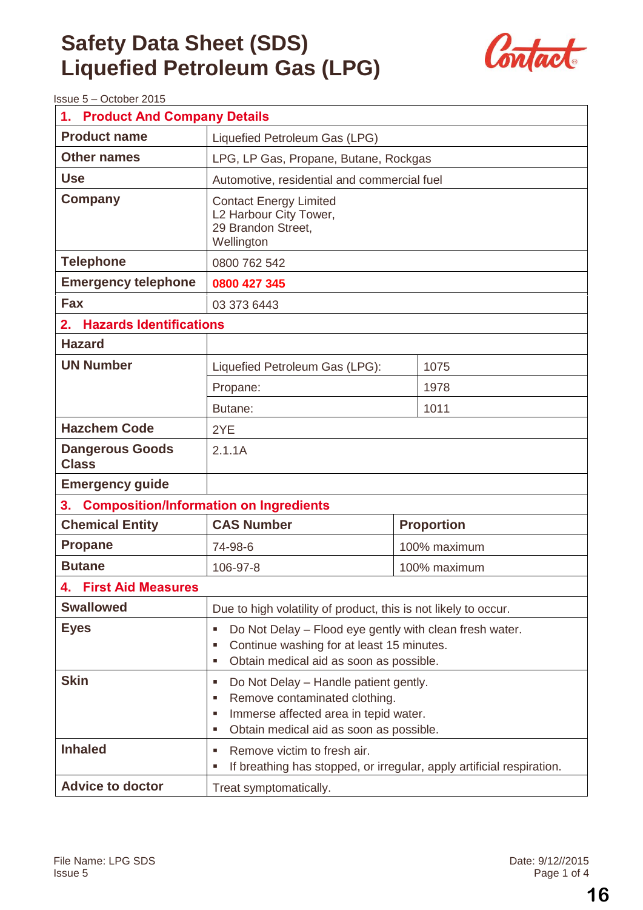# Safety Data Sheet (SDS)
# Liquefied Petroleum Gas (LPG)

Issue 5 – October 2015

## 1. Product And Company Details

| | | |
|---|---|---|
| **Product name** | Liquefied Petroleum Gas (LPG) | |
| **Other names** | LPG, LP Gas, Propane, Butane, Rockgas | |
| **Use** | Automotive, residential and commercial fuel | |
| **Company** | Contact Energy Limited<br>L2 Harbour City Tower,<br>29 Brandon Street,<br>Wellington | |
| **Telephone** | 0800 762 542 | |
| **Emergency telephone** | **0800 427 345** | |
| **Fax** | 03 373 6443 | |

## 2. Hazards Identifications

| | | |
|---|---|---|
| **Hazard** | | |
| **UN Number** | Liquefied Petroleum Gas (LPG): | 1075 |
| | Propane: | 1978 |
| | Butane: | 1011 |
| **Hazchem Code** | 2YE | |
| **Dangerous Goods Class** | 2.1.1A | |
| **Emergency guide** | | |

## 3. Composition/Information on Ingredients

| Chemical Entity | CAS Number | Proportion |
|---|---|---|
| **Propane** | 74-98-6 | 100% maximum |
| **Butane** | 106-97-8 | 100% maximum |

## 4. First Aid Measures

| | |
|---|---|
| **Swallowed** | Due to high volatility of product, this is not likely to occur. |
| **Eyes** | ▪ Do Not Delay – Flood eye gently with clean fresh water.<br>▪ Continue washing for at least 15 minutes.<br>▪ Obtain medical aid as soon as possible. |
| **Skin** | ▪ Do Not Delay – Handle patient gently.<br>▪ Remove contaminated clothing.<br>▪ Immerse affected area in tepid water.<br>▪ Obtain medical aid as soon as possible. |
| **Inhaled** | ▪ Remove victim to fresh air.<br>▪ If breathing has stopped, or irregular, apply artificial respiration. |
| **Advice to doctor** | Treat symptomatically. |

File Name: LPG SDS
Issue 5

Date: 9/12//2015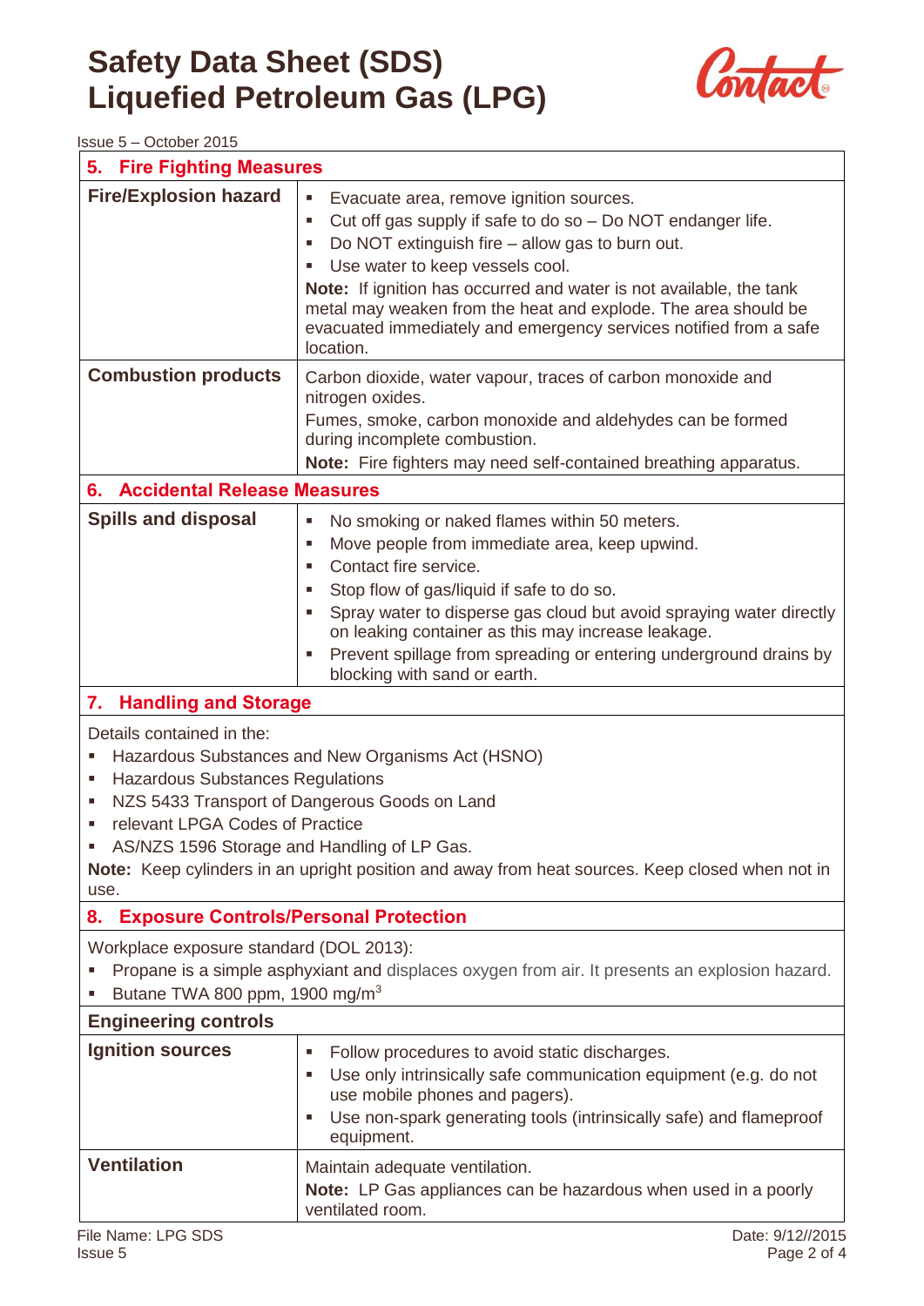# Safety Data Sheet (SDS) Liquefied Petroleum Gas (LPG)

Issue 5 – October 2015

## 5. Fire Fighting Measures

| | |
|---|---|
| **Fire/Explosion hazard** | ▪ Evacuate area, remove ignition sources.<br>▪ Cut off gas supply if safe to do so – Do NOT endanger life.<br>▪ Do NOT extinguish fire – allow gas to burn out.<br>▪ Use water to keep vessels cool.<br>**Note:** If ignition has occurred and water is not available, the tank metal may weaken from the heat and explode. The area should be evacuated immediately and emergency services notified from a safe location. |
| **Combustion products** | Carbon dioxide, water vapour, traces of carbon monoxide and nitrogen oxides.<br>Fumes, smoke, carbon monoxide and aldehydes can be formed during incomplete combustion.<br>**Note:** Fire fighters may need self-contained breathing apparatus. |

## 6. Accidental Release Measures

| | |
|---|---|
| **Spills and disposal** | ▪ No smoking or naked flames within 50 meters.<br>▪ Move people from immediate area, keep upwind.<br>▪ Contact fire service.<br>▪ Stop flow of gas/liquid if safe to do so.<br>▪ Spray water to disperse gas cloud but avoid spraying water directly on leaking container as this may increase leakage.<br>▪ Prevent spillage from spreading or entering underground drains by blocking with sand or earth. |

## 7. Handling and Storage

Details contained in the:

- Hazardous Substances and New Organisms Act (HSNO)
- Hazardous Substances Regulations
- NZS 5433 Transport of Dangerous Goods on Land
- relevant LPGA Codes of Practice
- AS/NZS 1596 Storage and Handling of LP Gas.

**Note:** Keep cylinders in an upright position and away from heat sources. Keep closed when not in use.

## 8. Exposure Controls/Personal Protection

Workplace exposure standard (DOL 2013):

- Propane is a simple asphyxiant and displaces oxygen from air. It presents an explosion hazard.
- Butane TWA 800 ppm, 1900 mg/m$^3$

### Engineering controls

| | |
|---|---|
| **Ignition sources** | ▪ Follow procedures to avoid static discharges.<br>▪ Use only intrinsically safe communication equipment (e.g. do not use mobile phones and pagers).<br>▪ Use non-spark generating tools (intrinsically safe) and flameproof equipment. |
| **Ventilation** | Maintain adequate ventilation.<br>**Note:** LP Gas appliances can be hazardous when used in a poorly ventilated room. |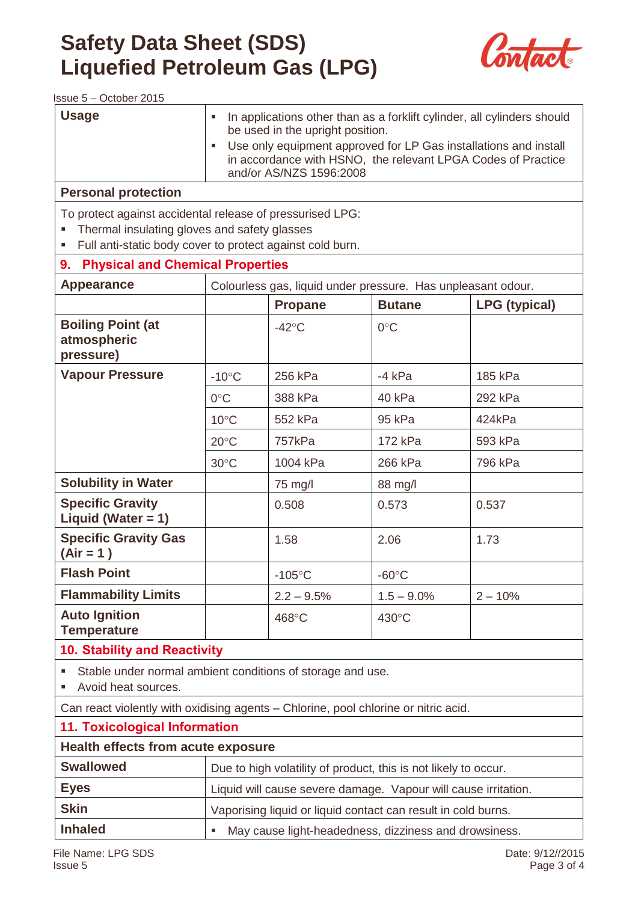# Safety Data Sheet (SDS)
# Liquefied Petroleum Gas (LPG)

Issue 5 – October 2015

| Usage | |
|---|---|
| **Usage** | ▪ In applications other than as a forklift cylinder, all cylinders should be used in the upright position. ▪ Use only equipment approved for LP Gas installations and install in accordance with HSNO, the relevant LPGA Codes of Practice and/or AS/NZS 1596:2008 |

**Personal protection**

To protect against accidental release of pressurised LPG:

- Thermal insulating gloves and safety glasses
- Full anti-static body cover to protect against cold burn.

## 9. Physical and Chemical Properties

**Appearance:** Colourless gas, liquid under pressure. Has unpleasant odour.

| | | Propane | Butane | LPG (typical) |
|---|---|---|---|---|
| **Boiling Point (at atmospheric pressure)** | | -42°C | 0°C | |
| **Vapour Pressure** | -10°C | 256 kPa | -4 kPa | 185 kPa |
| | 0°C | 388 kPa | 40 kPa | 292 kPa |
| | 10°C | 552 kPa | 95 kPa | 424kPa |
| | 20°C | 757kPa | 172 kPa | 593 kPa |
| | 30°C | 1004 kPa | 266 kPa | 796 kPa |
| **Solubility in Water** | | 75 mg/l | 88 mg/l | |
| **Specific Gravity Liquid (Water = 1)** | | 0.508 | 0.573 | 0.537 |
| **Specific Gravity Gas (Air = 1 )** | | 1.58 | 2.06 | 1.73 |
| **Flash Point** | | -105°C | -60°C | |
| **Flammability Limits** | | 2.2 – 9.5% | 1.5 – 9.0% | 2 – 10% |
| **Auto Ignition Temperature** | | 468°C | 430°C | |

## 10. Stability and Reactivity

- Stable under normal ambient conditions of storage and use.
- Avoid heat sources.

Can react violently with oxidising agents – Chlorine, pool chlorine or nitric acid.

## 11. Toxicological Information

**Health effects from acute exposure**

| | |
|---|---|
| **Swallowed** | Due to high volatility of product, this is not likely to occur. |
| **Eyes** | Liquid will cause severe damage. Vapour will cause irritation. |
| **Skin** | Vaporising liquid or liquid contact can result in cold burns. |
| **Inhaled** | ▪ May cause light-headedness, dizziness and drowsiness. |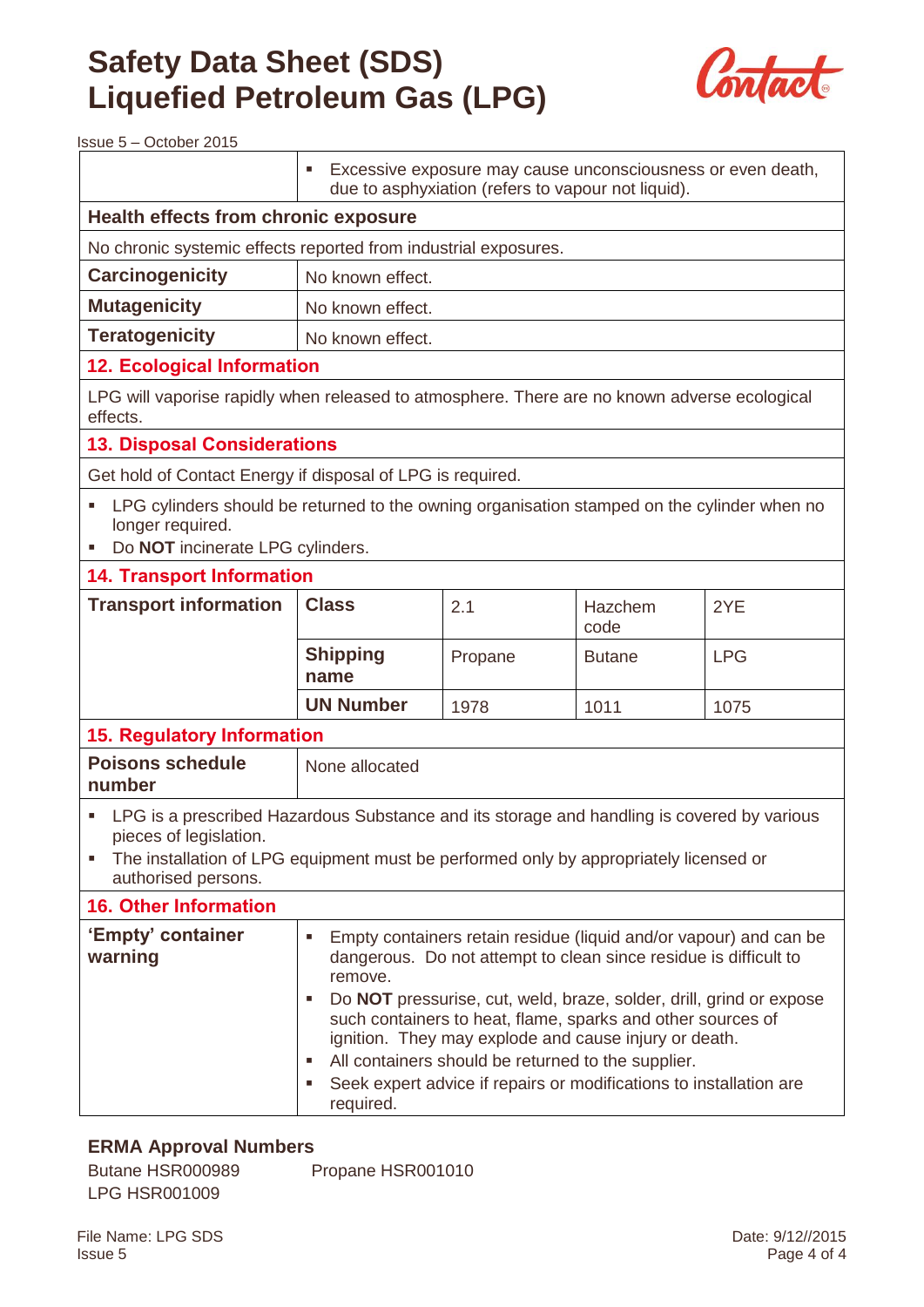| | |
|---|---|
| | - Excessive exposure may cause unconsciousness or even death, due to asphyxiation (refers to vapour not liquid). |

| **Health effects from chronic exposure** | |
|---|---|
| No chronic systemic effects reported from industrial exposures. | |
| **Carcinogenicity** | No known effect. |
| **Mutagenicity** | No known effect. |
| **Teratogenicity** | No known effect. |

## 12. Ecological Information

LPG will vaporise rapidly when released to atmosphere. There are no known adverse ecological effects.

## 13. Disposal Considerations

Get hold of Contact Energy if disposal of LPG is required.

- LPG cylinders should be returned to the owning organisation stamped on the cylinder when no longer required.
- Do **NOT** incinerate LPG cylinders.

## 14. Transport Information

| | | | | |
|---|---|---|---|---|
| **Transport information** | **Class** | 2.1 | Hazchem code | 2YE |
| | **Shipping name** | Propane | Butane | LPG |
| | **UN Number** | 1978 | 1011 | 1075 |

## 15. Regulatory Information

| | |
|---|---|
| **Poisons schedule number** | None allocated |

- LPG is a prescribed Hazardous Substance and its storage and handling is covered by various pieces of legislation.
- The installation of LPG equipment must be performed only by appropriately licensed or authorised persons.

## 16. Other Information

| | |
|---|---|
| **'Empty' container warning** | - Empty containers retain residue (liquid and/or vapour) and can be dangerous. Do not attempt to clean since residue is difficult to remove.<br>- Do **NOT** pressurise, cut, weld, braze, solder, drill, grind or expose such containers to heat, flame, sparks and other sources of ignition. They may explode and cause injury or death.<br>- All containers should be returned to the supplier.<br>- Seek expert advice if repairs or modifications to installation are required. |

### ERMA Approval Numbers

Butane HSR000989 &nbsp;&nbsp;&nbsp; Propane HSR001010

LPG HSR001009